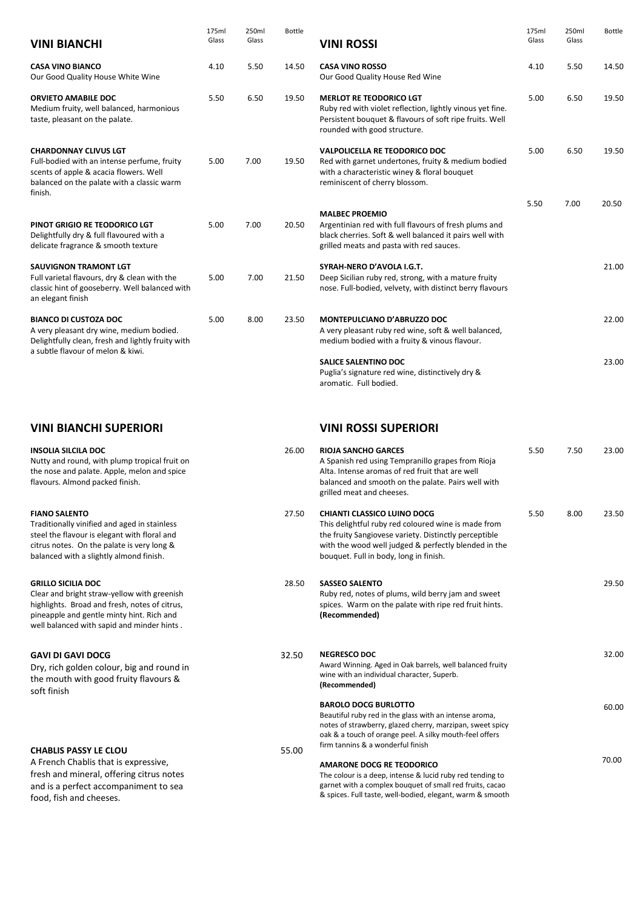## VINI BIANCHI

| | 175ml Glass | 250ml Glass | Bottle |
|---|---|---|---|
| **CASA VINO BIANCO**<br>Our Good Quality House White Wine | 4.10 | 5.50 | 14.50 |
| **ORVIETO AMABILE DOC**<br>Medium fruity, well balanced, harmonious taste, pleasant on the palate. | 5.50 | 6.50 | 19.50 |
| **CHARDONNAY CLIVUS LGT**<br>Full-bodied with an intense perfume, fruity scents of apple & acacia flowers. Well balanced on the palate with a classic warm finish. | 5.00 | 7.00 | 19.50 |
| **PINOT GRIGIO RE TEODORICO LGT**<br>Delightfully dry & full flavoured with a delicate fragrance & smooth texture | 5.00 | 7.00 | 20.50 |
| **SAUVIGNON TRAMONT LGT**<br>Full varietal flavours, dry & clean with the classic hint of gooseberry. Well balanced with an elegant finish | 5.00 | 7.00 | 21.50 |
| **BIANCO DI CUSTOZA DOC**<br>A very pleasant dry wine, medium bodied. Delightfully clean, fresh and lightly fruity with a subtle flavour of melon & kiwi. | 5.00 | 8.00 | 23.50 |

## VINI ROSSI

| | 175ml Glass | 250ml Glass | Bottle |
|---|---|---|---|
| **CASA VINO ROSSO**<br>Our Good Quality House Red Wine | 4.10 | 5.50 | 14.50 |
| **MERLOT RE TEODORICO LGT**<br>Ruby red with violet reflection, lightly vinous yet fine. Persistent bouquet & flavours of soft ripe fruits. Well rounded with good structure. | 5.00 | 6.50 | 19.50 |
| **VALPOLICELLA RE TEODORICO DOC**<br>Red with garnet undertones, fruity & medium bodied with a characteristic winey & floral bouquet reminiscent of cherry blossom. | 5.00 | 6.50 | 19.50 |
| **MALBEC PROEMIO**<br>Argentinian red with full flavours of fresh plums and black cherries. Soft & well balanced it pairs well with grilled meats and pasta with red sauces. | 5.50 | 7.00 | 20.50 |
| **SYRAH-NERO D'AVOLA I.G.T.**<br>Deep Sicilian ruby red, strong, with a mature fruity nose. Full-bodied, velvety, with distinct berry flavours | | | 21.00 |
| **MONTEPULCIANO D'ABRUZZO DOC**<br>A very pleasant ruby red wine, soft & well balanced, medium bodied with a fruity & vinous flavour. | | | 22.00 |
| **SALICE SALENTINO DOC**<br>Puglia's signature red wine, distinctively dry & aromatic. Full bodied. | | | 23.00 |

## VINI BIANCHI SUPERIORI

| | Bottle |
|---|---|
| **INSOLIA SILCILA DOC**<br>Nutty and round, with plump tropical fruit on the nose and palate. Apple, melon and spice flavours. Almond packed finish. | 26.00 |
| **FIANO SALENTO**<br>Traditionally vinified and aged in stainless steel the flavour is elegant with floral and citrus notes. On the palate is very long & balanced with a slightly almond finish. | 27.50 |
| **GRILLO SICILIA DOC**<br>Clear and bright straw-yellow with greenish highlights. Broad and fresh, notes of citrus, pineapple and gentle minty hint. Rich and well balanced with sapid and minder hints . | 28.50 |
| **GAVI DI GAVI DOCG**<br>Dry, rich golden colour, big and round in the mouth with good fruity flavours & soft finish | 32.50 |
| **CHABLIS PASSY LE CLOU**<br>A French Chablis that is expressive, fresh and mineral, offering citrus notes and is a perfect accompaniment to sea food, fish and cheeses. | 55.00 |

## VINI ROSSI SUPERIORI

| | 175ml Glass | 250ml Glass | Bottle |
|---|---|---|---|
| **RIOJA SANCHO GARCES**<br>A Spanish red using Tempranillo grapes from Rioja Alta. Intense aromas of red fruit that are well balanced and smooth on the palate. Pairs well with grilled meat and cheeses. | 5.50 | 7.50 | 23.00 |
| **CHIANTI CLASSICO LUINO DOCG**<br>This delightful ruby red coloured wine is made from the fruity Sangiovese variety. Distinctly perceptible with the wood well judged & perfectly blended in the bouquet. Full in body, long in finish. | 5.50 | 8.00 | 23.50 |
| **SASSEO SALENTO**<br>Ruby red, notes of plums, wild berry jam and sweet spices. Warm on the palate with ripe red fruit hints. **(Recommended)** | | | 29.50 |
| **NEGRESCO DOC**<br>Award Winning. Aged in Oak barrels, well balanced fruity wine with an individual character, Superb. **(Recommended)** | | | 32.00 |
| **BAROLO DOCG BURLOTTO**<br>Beautiful ruby red in the glass with an intense aroma, notes of strawberry, glazed cherry, marzipan, sweet spicy oak & a touch of orange peel. A silky mouth-feel offers firm tannins & a wonderful finish | | | 60.00 |
| **AMARONE DOCG RE TEODORICO**<br>The colour is a deep, intense & lucid ruby red tending to garnet with a complex bouquet of small red fruits, cacao & spices. Full taste, well-bodied, elegant, warm & smooth | | | 70.00 |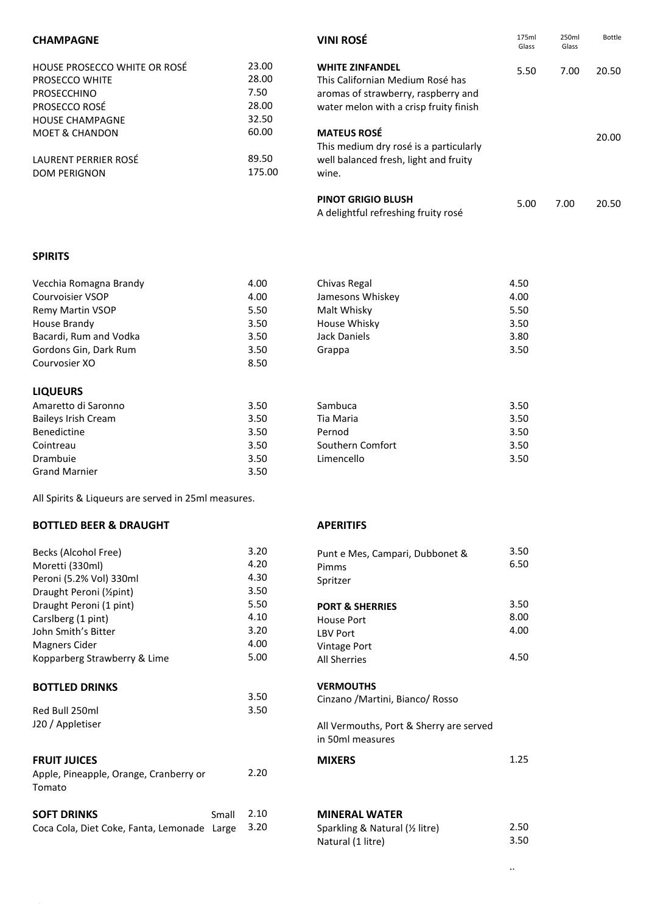## CHAMPAGNE

| | |
|---|---|
| HOUSE PROSECCO WHITE OR ROSÉ | 23.00 |
| PROSECCO WHITE | 28.00 |
| PROSECCHINO | 7.50 |
| PROSECCO ROSÉ | 28.00 |
| HOUSE CHAMPAGNE | 32.50 |
| MOET & CHANDON | 60.00 |
| LAURENT PERRIER ROSÉ | 89.50 |
| DOM PERIGNON | 175.00 |

## VINI ROSÉ

| | 175ml Glass | 250ml Glass | Bottle |
|---|---|---|---|
| **WHITE ZINFANDEL** This Californian Medium Rosé has aromas of strawberry, raspberry and water melon with a crisp fruity finish | 5.50 | 7.00 | 20.50 |
| **MATEUS ROSÉ** This medium dry rosé is a particularly well balanced fresh, light and fruity wine. | | | 20.00 |
| **PINOT GRIGIO BLUSH** A delightful refreshing fruity rosé | 5.00 | 7.00 | 20.50 |

## SPIRITS

| | |
|---|---|
| Vecchia Romagna Brandy | 4.00 |
| Courvoisier VSOP | 4.00 |
| Remy Martin VSOP | 5.50 |
| House Brandy | 3.50 |
| Bacardi, Rum and Vodka | 3.50 |
| Gordons Gin, Dark Rum | 3.50 |
| Courvosier XO | 8.50 |
| Chivas Regal | 4.50 |
| Jamesons Whiskey | 4.00 |
| Malt Whisky | 5.50 |
| House Whisky | 3.50 |
| Jack Daniels | 3.80 |
| Grappa | 3.50 |

## LIQUEURS

| | |
|---|---|
| Amaretto di Saronno | 3.50 |
| Baileys Irish Cream | 3.50 |
| Benedictine | 3.50 |
| Cointreau | 3.50 |
| Drambuie | 3.50 |
| Grand Marnier | 3.50 |
| Sambuca | 3.50 |
| Tia Maria | 3.50 |
| Pernod | 3.50 |
| Southern Comfort | 3.50 |
| Limencello | 3.50 |

All Spirits & Liqueurs are served in 25ml measures.

## BOTTLED BEER & DRAUGHT

| | |
|---|---|
| Becks (Alcohol Free) | 3.20 |
| Moretti (330ml) | 4.20 |
| Peroni (5.2% Vol) 330ml | 4.30 |
| Draught Peroni (½pint) | 3.50 |
| Draught Peroni (1 pint) | 5.50 |
| Carslberg (1 pint) | 4.10 |
| John Smith's Bitter | 3.20 |
| Magners Cider | 4.00 |
| Kopparberg Strawberry & Lime | 5.00 |

## BOTTLED DRINKS

| | |
|---|---|
| Red Bull 250ml | 3.50 |
| J20 / Appletiser | 3.50 |

## FRUIT JUICES

| | |
|---|---|
| Apple, Pineapple, Orange, Cranberry or Tomato | 2.20 |

## SOFT DRINKS

| | | |
|---|---|---|
| Coca Cola, Diet Coke, Fanta, Lemonade | Small | 2.10 |
| | Large | 3.20 |

## APERITIFS

| | |
|---|---|
| Punt e Mes, Campari, Dubbonet & | 3.50 |
| Pimms Spritzer | 6.50 |

## PORT & SHERRIES

| | |
|---|---|
| House Port | 3.50 |
| LBV Port | 8.00 |
| Vintage Port | 4.00 |
| All Sherries | 4.50 |

## VERMOUTHS

Cinzano /Martini, Bianco/ Rosso

All Vermouths, Port & Sherry are served in 50ml measures

## MIXERS

1.25

## MINERAL WATER

| | |
|---|---|
| Sparkling & Natural (½ litre) | 2.50 |
| Natural (1 litre) | 3.50 |